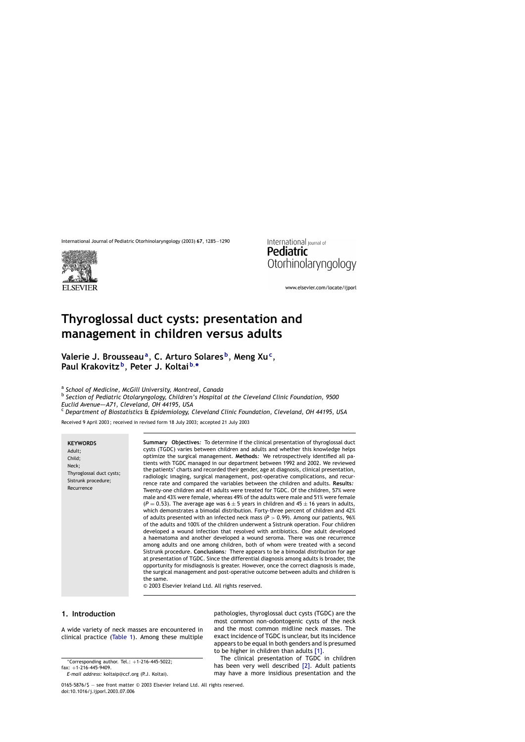# Thyroglossal duct cysts: presentation and management in children versus adults

Valerie J. Brousseau[a], C. Arturo Solares[b], Meng Xu[c], Paul Krakovitz[b], Peter J. Koltai[b,*]

[a] *School of Medicine, McGill University, Montreal, Canada*

[b] *Section of Pediatric Otolaryngology, Children's Hospital at the Cleveland Clinic Foundation, 9500 Euclid Avenue—A71, Cleveland, OH 44195, USA*

[c] *Department of Biostatistics & Epidemiology, Cleveland Clinic Foundation, Cleveland, OH 44195, USA*

Received 9 April 2003; received in revised form 18 July 2003; accepted 21 July 2003

**KEYWORDS**
Adult;
Child;
Neck;
Thyroglossal duct cysts;
Sistrunk procedure;
Recurrence

**Summary** **Objectives**: To determine if the clinical presentation of thyroglossal duct cysts (TGDC) varies between children and adults and whether this knowledge helps optimize the surgical management. **Methods**: We retrospectively identified all patients with TGDC managed in our department between 1992 and 2002. We reviewed the patients' charts and recorded their gender, age at diagnosis, clinical presentation, radiologic imaging, surgical management, post-operative complications, and recurrence rate and compared the variables between the children and adults. **Results**: Twenty-one children and 41 adults were treated for TGDC. Of the children, 57% were male and 43% were female, whereas 49% of the adults were male and 51% were female ($P = 0.53$). The average age was $6 \pm 5$ years in children and $45 \pm 16$ years in adults, which demonstrates a bimodal distribution. Forty-three percent of children and 42% of adults presented with an infected neck mass ($P > 0.99$). Among our patients, 96% of the adults and 100% of the children underwent a Sistrunk operation. Four children developed a wound infection that resolved with antibiotics. One adult developed a haematoma and another developed a wound seroma. There was one recurrence among adults and one among children, both of whom were treated with a second Sistrunk procedure. **Conclusions**: There appears to be a bimodal distribution for age at presentation of TGDC. Since the differential diagnosis among adults is broader, the opportunity for misdiagnosis is greater. However, once the correct diagnosis is made, the surgical management and post-operative outcome between adults and children is the same.

© 2003 Elsevier Ireland Ltd. All rights reserved.

## 1. Introduction

A wide variety of neck masses are encountered in clinical practice (Table 1). Among these multiple pathologies, thyroglossal duct cysts (TGDC) are the most common non-odontogenic cysts of the neck and the most common midline neck masses. The exact incidence of TGDC is unclear, but its incidence appears to be equal in both genders and is presumed to be higher in children than adults [1].

The clinical presentation of TGDC in children has been very well described [2]. Adult patients may have a more insidious presentation and the

*Corresponding author. Tel.: +1-216-445-5022; fax: +1-216-445-9409.
*E-mail address*: koltaip@ccf.org (P.J. Koltai).

0165-5876/$ — see front matter © 2003 Elsevier Ireland Ltd. All rights reserved.
doi:10.1016/j.ijporl.2003.07.006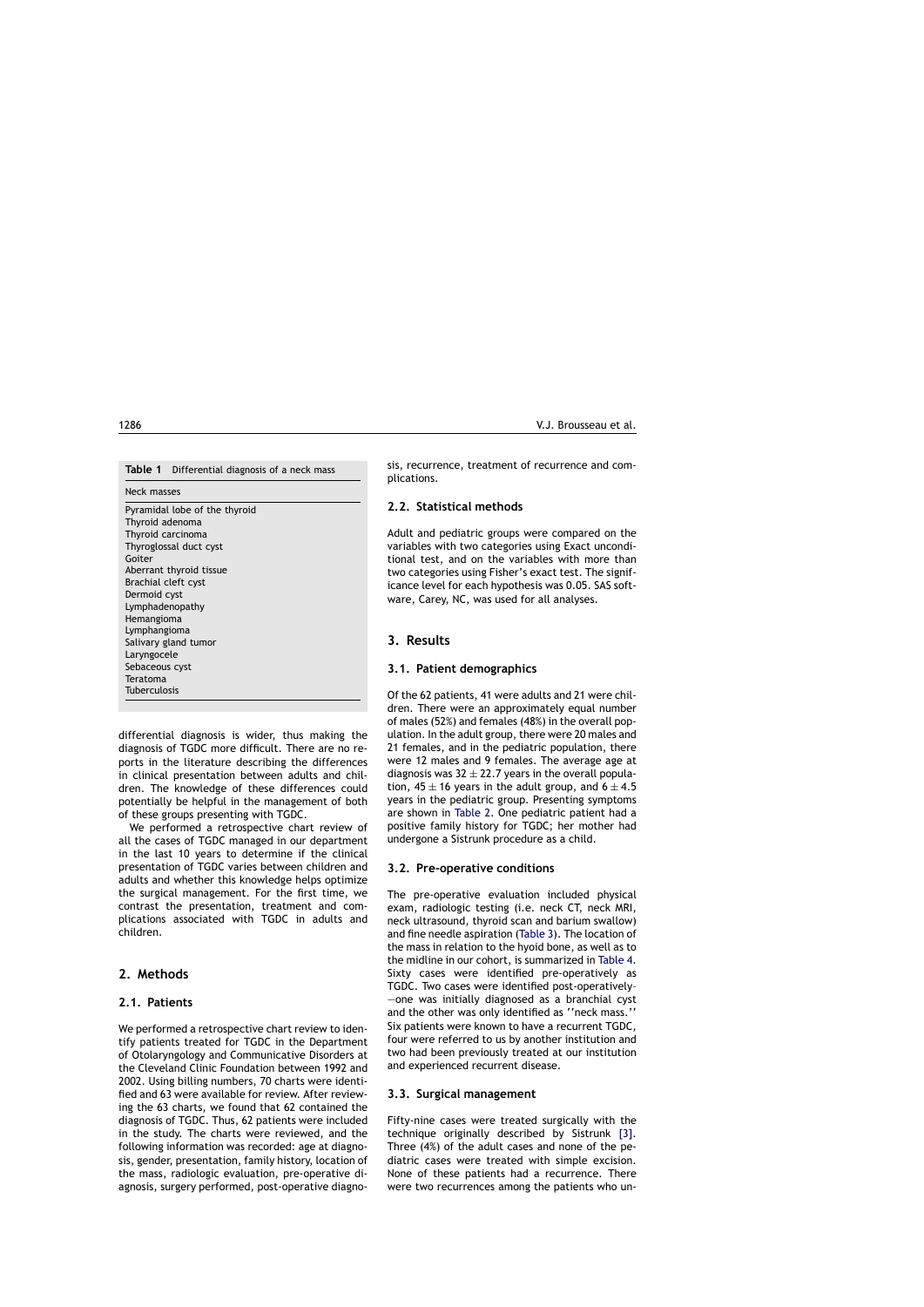**Table 1** Differential diagnosis of a neck mass

| Neck masses |
|---|
| Pyramidal lobe of the thyroid |
| Thyroid adenoma |
| Thyroid carcinoma |
| Thyroglossal duct cyst |
| Goiter |
| Aberrant thyroid tissue |
| Brachial cleft cyst |
| Dermoid cyst |
| Lymphadenopathy |
| Hemangioma |
| Lymphangioma |
| Salivary gland tumor |
| Laryngocele |
| Sebaceous cyst |
| Teratoma |
| Tuberculosis |

differential diagnosis is wider, thus making the diagnosis of TGDC more difficult. There are no reports in the literature describing the differences in clinical presentation between adults and children. The knowledge of these differences could potentially be helpful in the management of both of these groups presenting with TGDC.

We performed a retrospective chart review of all the cases of TGDC managed in our department in the last 10 years to determine if the clinical presentation of TGDC varies between children and adults and whether this knowledge helps optimize the surgical management. For the first time, we contrast the presentation, treatment and complications associated with TGDC in adults and children.

## 2. Methods

### 2.1. Patients

We performed a retrospective chart review to identify patients treated for TGDC in the Department of Otolaryngology and Communicative Disorders at the Cleveland Clinic Foundation between 1992 and 2002. Using billing numbers, 70 charts were identified and 63 were available for review. After reviewing the 63 charts, we found that 62 contained the diagnosis of TGDC. Thus, 62 patients were included in the study. The charts were reviewed, and the following information was recorded: age at diagnosis, gender, presentation, family history, location of the mass, radiologic evaluation, pre-operative diagnosis, surgery performed, post-operative diagnosis, recurrence, treatment of recurrence and complications.

### 2.2. Statistical methods

Adult and pediatric groups were compared on the variables with two categories using Exact unconditional test, and on the variables with more than two categories using Fisher's exact test. The significance level for each hypothesis was 0.05. SAS software, Carey, NC, was used for all analyses.

## 3. Results

### 3.1. Patient demographics

Of the 62 patients, 41 were adults and 21 were children. There were an approximately equal number of males (52%) and females (48%) in the overall population. In the adult group, there were 20 males and 21 females, and in the pediatric population, there were 12 males and 9 females. The average age at diagnosis was $32 \pm 22.7$ years in the overall population, $45 \pm 16$ years in the adult group, and $6 \pm 4.5$ years in the pediatric group. Presenting symptoms are shown in Table 2. One pediatric patient had a positive family history for TGDC; her mother had undergone a Sistrunk procedure as a child.

### 3.2. Pre-operative conditions

The pre-operative evaluation included physical exam, radiologic testing (i.e. neck CT, neck MRI, neck ultrasound, thyroid scan and barium swallow) and fine needle aspiration (Table 3). The location of the mass in relation to the hyoid bone, as well as to the midline in our cohort, is summarized in Table 4. Sixty cases were identified pre-operatively as TGDC. Two cases were identified post-operatively—one was initially diagnosed as a branchial cyst and the other was only identified as ''neck mass.'' Six patients were known to have a recurrent TGDC, four were referred to us by another institution and two had been previously treated at our institution and experienced recurrent disease.

### 3.3. Surgical management

Fifty-nine cases were treated surgically with the technique originally described by Sistrunk [3]. Three (4%) of the adult cases and none of the pediatric cases were treated with simple excision. None of these patients had a recurrence. There were two recurrences among the patients who un-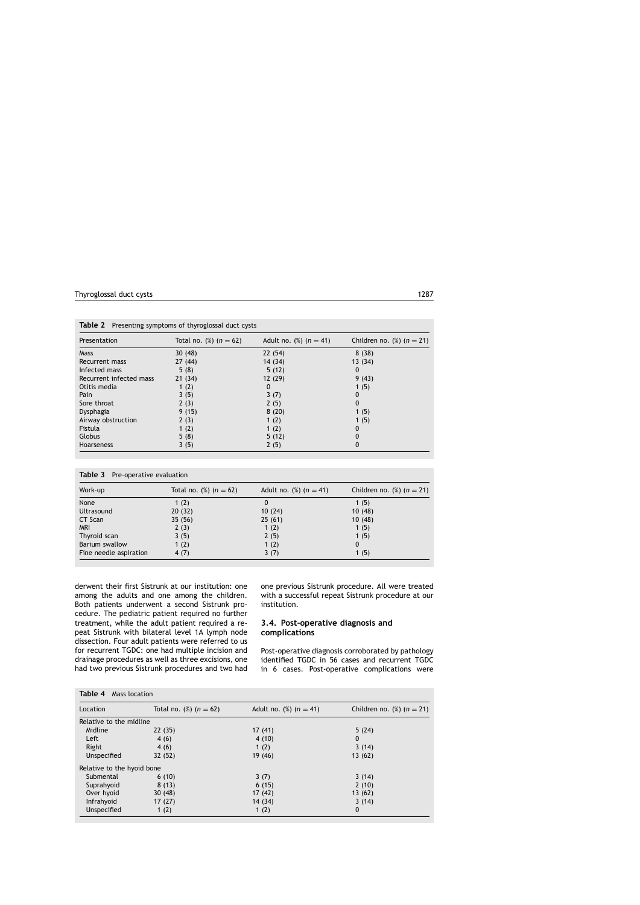**Table 2** Presenting symptoms of thyroglossal duct cysts

| Presentation | Total no. (%) ($n = 62$) | Adult no. (%) ($n = 41$) | Children no. (%) ($n = 21$) |
|---|---|---|---|
| Mass | 30 (48) | 22 (54) | 8 (38) |
| Recurrent mass | 27 (44) | 14 (34) | 13 (34) |
| Infected mass | 5 (8) | 5 (12) | 0 |
| Recurrent infected mass | 21 (34) | 12 (29) | 9 (43) |
| Otitis media | 1 (2) | 0 | 1 (5) |
| Pain | 3 (5) | 3 (7) | 0 |
| Sore throat | 2 (3) | 2 (5) | 0 |
| Dysphagia | 9 (15) | 8 (20) | 1 (5) |
| Airway obstruction | 2 (3) | 1 (2) | 1 (5) |
| Fistula | 1 (2) | 1 (2) | 0 |
| Globus | 5 (8) | 5 (12) | 0 |
| Hoarseness | 3 (5) | 2 (5) | 0 |

**Table 3** Pre-operative evaluation

| Work-up | Total no. (%) ($n = 62$) | Adult no. (%) ($n = 41$) | Children no. (%) ($n = 21$) |
|---|---|---|---|
| None | 1 (2) | 0 | 1 (5) |
| Ultrasound | 20 (32) | 10 (24) | 10 (48) |
| CT Scan | 35 (56) | 25 (61) | 10 (48) |
| MRI | 2 (3) | 1 (2) | 1 (5) |
| Thyroid scan | 3 (5) | 2 (5) | 1 (5) |
| Barium swallow | 1 (2) | 1 (2) | 0 |
| Fine needle aspiration | 4 (7) | 3 (7) | 1 (5) |

derwent their first Sistrunk at our institution: one among the adults and one among the children. Both patients underwent a second Sistrunk procedure. The pediatric patient required no further treatment, while the adult patient required a repeat Sistrunk with bilateral level 1A lymph node dissection. Four adult patients were referred to us for recurrent TGDC: one had multiple incision and drainage procedures as well as three excisions, one had two previous Sistrunk procedures and two had one previous Sistrunk procedure. All were treated with a successful repeat Sistrunk procedure at our institution.

### 3.4. Post-operative diagnosis and complications

Post-operative diagnosis corroborated by pathology identified TGDC in 56 cases and recurrent TGDC in 6 cases. Post-operative complications were

**Table 4** Mass location

| Location | Total no. (%) ($n = 62$) | Adult no. (%) ($n = 41$) | Children no. (%) ($n = 21$) |
|---|---|---|---|
| Relative to the midline | | | |
| Midline | 22 (35) | 17 (41) | 5 (24) |
| Left | 4 (6) | 4 (10) | 0 |
| Right | 4 (6) | 1 (2) | 3 (14) |
| Unspecified | 32 (52) | 19 (46) | 13 (62) |
| Relative to the hyoid bone | | | |
| Submental | 6 (10) | 3 (7) | 3 (14) |
| Suprahyoid | 8 (13) | 6 (15) | 2 (10) |
| Over hyoid | 30 (48) | 17 (42) | 13 (62) |
| Infrahyoid | 17 (27) | 14 (34) | 3 (14) |
| Unspecified | 1 (2) | 1 (2) | 0 |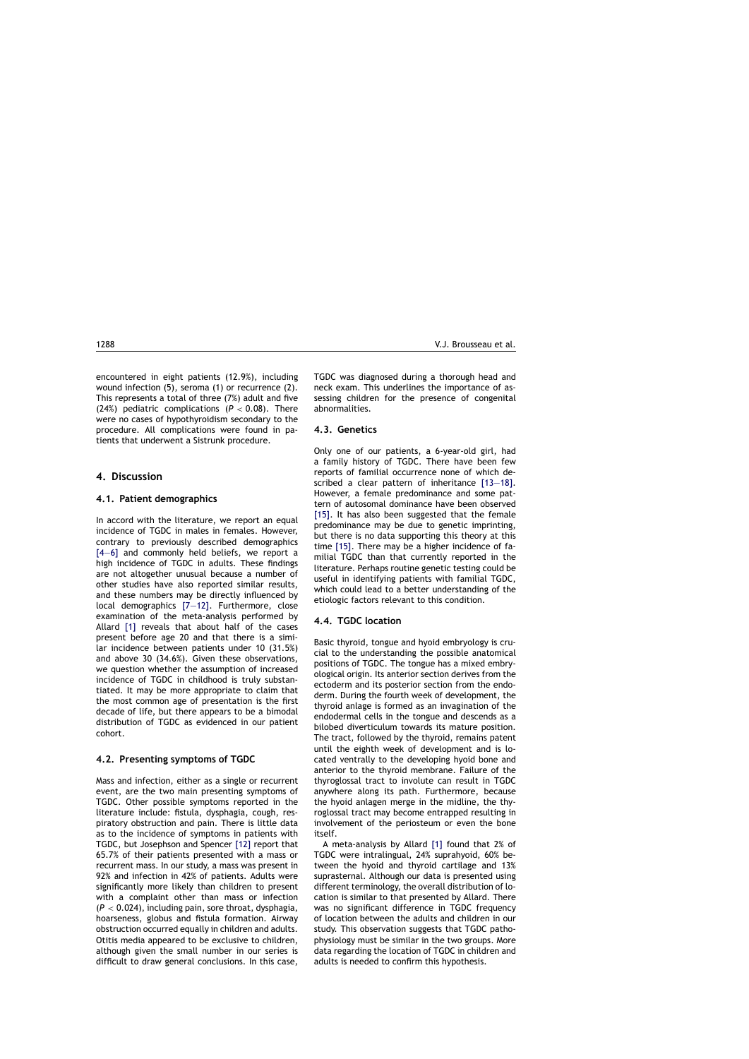encountered in eight patients (12.9%), including wound infection (5), seroma (1) or recurrence (2). This represents a total of three (7%) adult and five (24%) pediatric complications ($P < 0.08$). There were no cases of hypothyroidism secondary to the procedure. All complications were found in patients that underwent a Sistrunk procedure.

## 4. Discussion

### 4.1. Patient demographics

In accord with the literature, we report an equal incidence of TGDC in males in females. However, contrary to previously described demographics [4—6] and commonly held beliefs, we report a high incidence of TGDC in adults. These findings are not altogether unusual because a number of other studies have also reported similar results, and these numbers may be directly influenced by local demographics [7—12]. Furthermore, close examination of the meta-analysis performed by Allard [1] reveals that about half of the cases present before age 20 and that there is a similar incidence between patients under 10 (31.5%) and above 30 (34.6%). Given these observations, we question whether the assumption of increased incidence of TGDC in childhood is truly substantiated. It may be more appropriate to claim that the most common age of presentation is the first decade of life, but there appears to be a bimodal distribution of TGDC as evidenced in our patient cohort.

### 4.2. Presenting symptoms of TGDC

Mass and infection, either as a single or recurrent event, are the two main presenting symptoms of TGDC. Other possible symptoms reported in the literature include: fistula, dysphagia, cough, respiratory obstruction and pain. There is little data as to the incidence of symptoms in patients with TGDC, but Josephson and Spencer [12] report that 65.7% of their patients presented with a mass or recurrent mass. In our study, a mass was present in 92% and infection in 42% of patients. Adults were significantly more likely than children to present with a complaint other than mass or infection ($P < 0.024$), including pain, sore throat, dysphagia, hoarseness, globus and fistula formation. Airway obstruction occurred equally in children and adults. Otitis media appeared to be exclusive to children, although given the small number in our series is difficult to draw general conclusions. In this case, TGDC was diagnosed during a thorough head and neck exam. This underlines the importance of assessing children for the presence of congenital abnormalities.

### 4.3. Genetics

Only one of our patients, a 6-year-old girl, had a family history of TGDC. There have been few reports of familial occurrence none of which described a clear pattern of inheritance [13—18]. However, a female predominance and some pattern of autosomal dominance have been observed [15]. It has also been suggested that the female predominance may be due to genetic imprinting, but there is no data supporting this theory at this time [15]. There may be a higher incidence of familial TGDC than that currently reported in the literature. Perhaps routine genetic testing could be useful in identifying patients with familial TGDC, which could lead to a better understanding of the etiologic factors relevant to this condition.

### 4.4. TGDC location

Basic thyroid, tongue and hyoid embryology is crucial to the understanding the possible anatomical positions of TGDC. The tongue has a mixed embryological origin. Its anterior section derives from the ectoderm and its posterior section from the endoderm. During the fourth week of development, the thyroid anlage is formed as an invagination of the endodermal cells in the tongue and descends as a bilobed diverticulum towards its mature position. The tract, followed by the thyroid, remains patent until the eighth week of development and is located ventrally to the developing hyoid bone and anterior to the thyroid membrane. Failure of the thyroglossal tract to involute can result in TGDC anywhere along its path. Furthermore, because the hyoid anlagen merge in the midline, the thyroglossal tract may become entrapped resulting in involvement of the periosteum or even the bone itself.

A meta-analysis by Allard [1] found that 2% of TGDC were intralingual, 24% suprahyoid, 60% between the hyoid and thyroid cartilage and 13% suprasternal. Although our data is presented using different terminology, the overall distribution of location is similar to that presented by Allard. There was no significant difference in TGDC frequency of location between the adults and children in our study. This observation suggests that TGDC pathophysiology must be similar in the two groups. More data regarding the location of TGDC in children and adults is needed to confirm this hypothesis.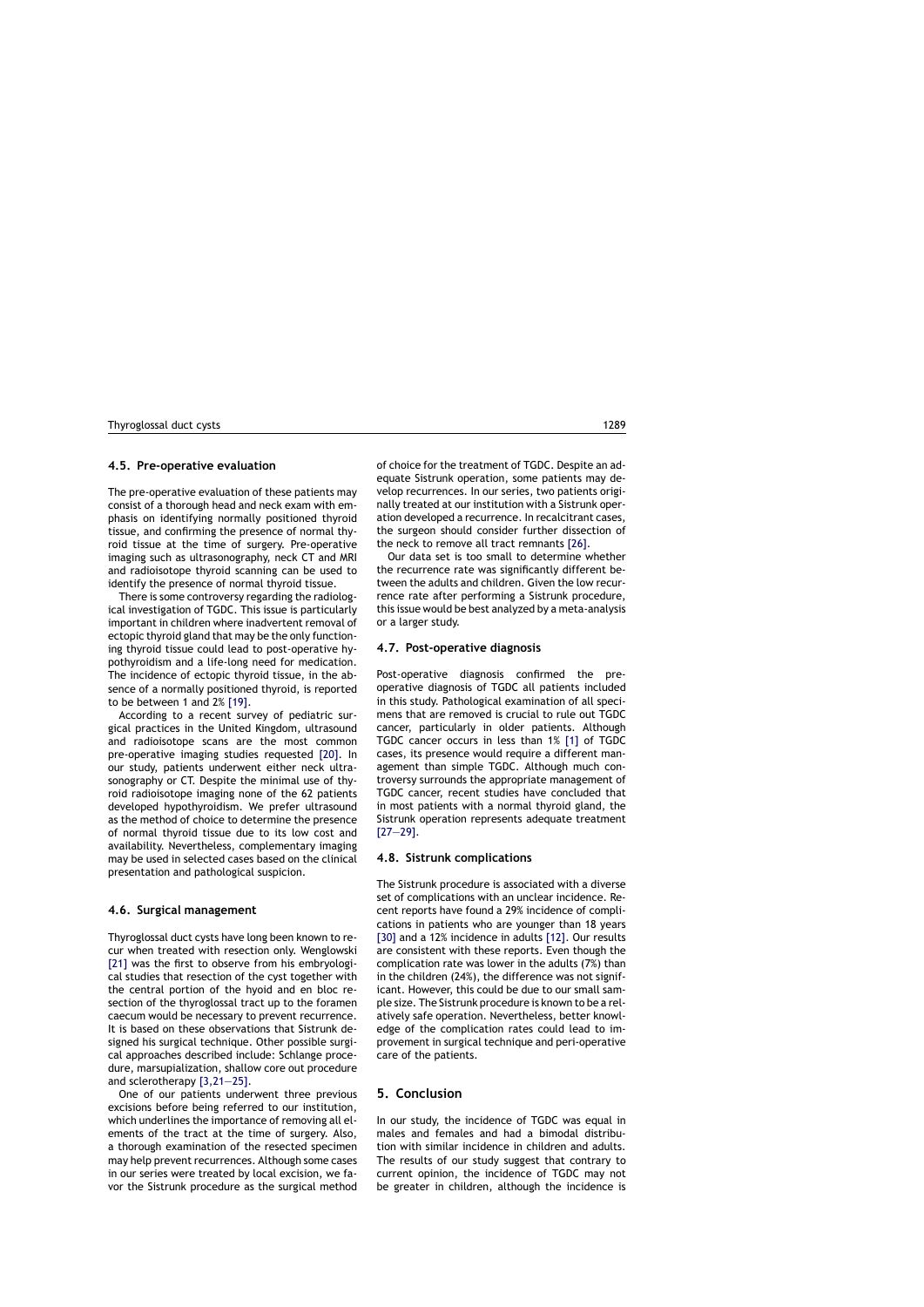### 4.5. Pre-operative evaluation

The pre-operative evaluation of these patients may consist of a thorough head and neck exam with emphasis on identifying normally positioned thyroid tissue, and confirming the presence of normal thyroid tissue at the time of surgery. Pre-operative imaging such as ultrasonography, neck CT and MRI and radioisotope thyroid scanning can be used to identify the presence of normal thyroid tissue.

There is some controversy regarding the radiological investigation of TGDC. This issue is particularly important in children where inadvertent removal of ectopic thyroid gland that may be the only functioning thyroid tissue could lead to post-operative hypothyroidism and a life-long need for medication. The incidence of ectopic thyroid tissue, in the absence of a normally positioned thyroid, is reported to be between 1 and 2% [19].

According to a recent survey of pediatric surgical practices in the United Kingdom, ultrasound and radioisotope scans are the most common pre-operative imaging studies requested [20]. In our study, patients underwent either neck ultrasonography or CT. Despite the minimal use of thyroid radioisotope imaging none of the 62 patients developed hypothyroidism. We prefer ultrasound as the method of choice to determine the presence of normal thyroid tissue due to its low cost and availability. Nevertheless, complementary imaging may be used in selected cases based on the clinical presentation and pathological suspicion.

### 4.6. Surgical management

Thyroglossal duct cysts have long been known to recur when treated with resection only. Wenglowski [21] was the first to observe from his embryological studies that resection of the cyst together with the central portion of the hyoid and en bloc resection of the thyroglossal tract up to the foramen caecum would be necessary to prevent recurrence. It is based on these observations that Sistrunk designed his surgical technique. Other possible surgical approaches described include: Schlange procedure, marsupialization, shallow core out procedure and sclerotherapy [3,21—25].

One of our patients underwent three previous excisions before being referred to our institution, which underlines the importance of removing all elements of the tract at the time of surgery. Also, a thorough examination of the resected specimen may help prevent recurrences. Although some cases in our series were treated by local excision, we favor the Sistrunk procedure as the surgical method of choice for the treatment of TGDC. Despite an adequate Sistrunk operation, some patients may develop recurrences. In our series, two patients originally treated at our institution with a Sistrunk operation developed a recurrence. In recalcitrant cases, the surgeon should consider further dissection of the neck to remove all tract remnants [26].

Our data set is too small to determine whether the recurrence rate was significantly different between the adults and children. Given the low recurrence rate after performing a Sistrunk procedure, this issue would be best analyzed by a meta-analysis or a larger study.

### 4.7. Post-operative diagnosis

Post-operative diagnosis confirmed the pre-operative diagnosis of TGDC all patients included in this study. Pathological examination of all specimens that are removed is crucial to rule out TGDC cancer, particularly in older patients. Although TGDC cancer occurs in less than 1% [1] of TGDC cases, its presence would require a different management than simple TGDC. Although much controversy surrounds the appropriate management of TGDC cancer, recent studies have concluded that in most patients with a normal thyroid gland, the Sistrunk operation represents adequate treatment [27—29].

### 4.8. Sistrunk complications

The Sistrunk procedure is associated with a diverse set of complications with an unclear incidence. Recent reports have found a 29% incidence of complications in patients who are younger than 18 years [30] and a 12% incidence in adults [12]. Our results are consistent with these reports. Even though the complication rate was lower in the adults (7%) than in the children (24%), the difference was not significant. However, this could be due to our small sample size. The Sistrunk procedure is known to be a relatively safe operation. Nevertheless, better knowledge of the complication rates could lead to improvement in surgical technique and peri-operative care of the patients.

## 5. Conclusion

In our study, the incidence of TGDC was equal in males and females and had a bimodal distribution with similar incidence in children and adults. The results of our study suggest that contrary to current opinion, the incidence of TGDC may not be greater in children, although the incidence is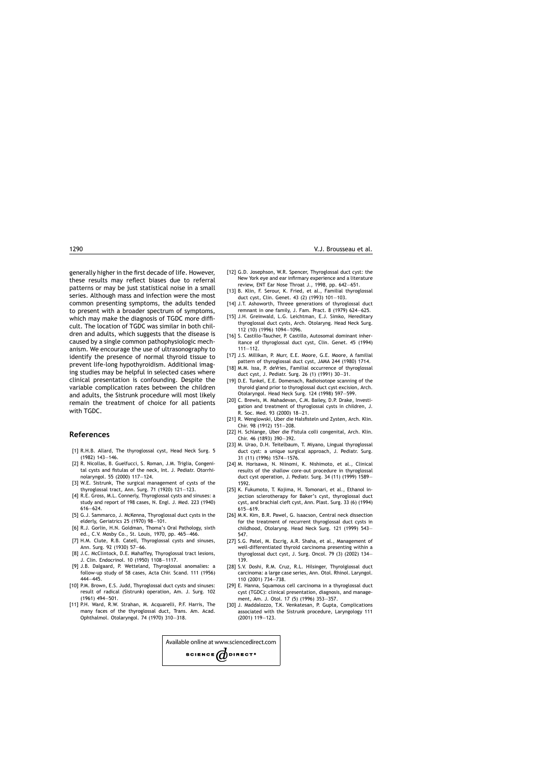generally higher in the first decade of life. However, these results may reflect biases due to referral patterns or may be just statistical noise in a small series. Although mass and infection were the most common presenting symptoms, the adults tended to present with a broader spectrum of symptoms, which may make the diagnosis of TGDC more difficult. The location of TGDC was similar in both children and adults, which suggests that the disease is caused by a single common pathophysiologic mechanism. We encourage the use of ultrasonography to identify the presence of normal thyroid tissue to prevent life-long hypothyroidism. Additional imaging studies may be helpful in selected cases where clinical presentation is confounding. Despite the variable complication rates between the children and adults, the Sistrunk procedure will most likely remain the treatment of choice for all patients with TGDC.

## References

[1] R.H.B. Allard, The thyroglossal cyst, Head Neck Surg. 5 (1982) 143—146.

[2] R. Nicollas, B. Guelfucci, S. Roman, J.M. Triglia, Congenital cysts and fistulas of the neck, Int. J. Pediatr. Otorrhinolaryngol. 55 (2000) 117—124.

[3] W.E. Sistrunk, The surgical management of cysts of the thyroglossal tract, Ann. Surg. 71 (1920) 121—123.

[4] R.E. Gross, M.L. Connerly, Thyroglossal cysts and sinuses: a study and report of 198 cases, N. Engl. J. Med. 223 (1940) 616—624.

[5] G.J. Sammarco, J. McKenna, Thyroglossal duct cysts in the elderly, Geriatrics 25 (1970) 98—101.

[6] R.J. Gorlin, H.N. Goldman, Thoma's Oral Pathology, sixth ed., C.V. Mosby Co., St. Louis, 1970, pp. 465—466.

[7] H.M. Clute, R.B. Catell, Thyroglossal cysts and sinuses, Ann. Surg. 92 (1930) 57—66.

[8] J.C. McClintock, D.E. Mahaffey, Thyroglossal tract lesions, J. Clin. Endocrinol. 10 (1950) 1108—1117.

[9] J.B. Dalgaard, P. Wetteland, Thyroglossal anomalies: a follow-up study of 58 cases, Acta Chir. Scand. 111 (1956) 444—445.

[10] P.M. Brown, E.S. Judd, Thyroglossal duct cysts and sinuses: result of radical (Sistrunk) operation, Am. J. Surg. 102 (1961) 494—501.

[11] P.H. Ward, R.W. Strahan, M. Acquarelli, P.F. Harris, The many faces of the thyroglossal duct, Trans. Am. Acad. Ophthalmol. Otolaryngol. 74 (1970) 310—318.

[12] G.D. Josephson, W.R. Spencer, Thyroglossal duct cyst: the New York eye and ear infirmary experience and a literature review, ENT Ear Nose Throat J., 1998, pp. 642—651.

[13] B. Klin, F. Serour, K. Fried, et al., Familial thyroglossal duct cyst, Clin. Genet. 43 (2) (1993) 101—103.

[14] J.T. Ashoworth, Threee generations of thyroglossal duct remnant in one family, J. Fam. Pract. 8 (1979) 624—625.

[15] J.H. Greinwald, L.G. Leichtman, E.J. Simko, Hereditary thyroglossal duct cysts, Arch. Otolaryng. Head Neck Surg. 112 (10) (1996) 1094—1096.

[16] S. Castillo-Taucher, P. Castillo, Autosomal dominant inheritance of thyroglossal duct cyst, Clin. Genet. 45 (1994) 111—112.

[17] J.S. Millikan, P. Murr, E.E. Moore, G.E. Moore, A familial pattern of thyroglossal duct cyst, JAMA 244 (1980) 1714.

[18] M.M. Issa, P. deVries, Familial occurrence of thyroglossal duct cyst, J. Pediatr. Surg. 26 (1) (1991) 30—31.

[19] D.E. Tunkel, E.E. Domenach, Radioisotope scanning of the thyroid gland prior to thyroglossal duct cyst excision, Arch. Otolaryngol. Head Neck Surg. 124 (1998) 597—599.

[20] C. Brewis, M. Mahadevan, C.M. Bailey, D.P. Drake, Investigation and treatment of thyroglossal cysts in children, J. R. Soc. Med. 93 (2000) 18—21.

[21] R. Wenglowski, Uber die Halsfisteln und Zysten, Arch. Klin. Chir. 98 (1912) 151—208.

[22] H. Schlange, Uber die Fistula colli congenital, Arch. Klin. Chir. 46 (1893) 390—392.

[23] M. Urao, D.H. Teitelbaum, T. Miyano, Lingual thyroglossal duct cyst: a unique surgical approach, J. Pediatr. Surg. 31 (11) (1996) 1574—1576.

[24] M. Horisawa, N. Niinomi, K. Nishimoto, et al., Clinical results of the shallow core-out procedure in thyroglossal duct cyst operation, J. Pediatr. Surg. 34 (11) (1999) 1589—1592.

[25] K. Fukumoto, T. Kojima, H. Tomonari, et al., Ethanol injection sclerotherapy for Baker's cyst, thyroglossal duct cyst, and brachial cleft cyst, Ann. Plast. Surg. 33 (6) (1994) 615—619.

[26] M.K. Kim, B.R. Pawel, G. Isaacson, Central neck dissection for the treatment of recurrent thyroglossal duct cysts in childhood, Otolaryng. Head Neck Surg. 121 (1999) 543—547.

[27] S.G. Patel, M. Escrig, A.R. Shaha, et al., Management of well-differentiated thyroid carcinoma presenting within a thyroglossal duct cyst, J. Surg. Oncol. 79 (3) (2002) 134—139.

[28] S.V. Doshi, R.M. Cruz, R.L. Hilsinger, Thyrolglossal duct carcinoma: a large case series, Ann. Otol. Rhinol. Laryngol. 110 (2001) 734—738.

[29] E. Hanna, Squamous cell carcinoma in a thyroglossal duct cyst (TGDC): clinical presentation, diagnosis, and management, Am. J. Otol. 17 (5) (1996) 353—357.

[30] J. Maddalozzo, T.K. Venkatesan, P. Gupta, Complications associated with the Sistrunk procedure, Laryngology 111 (2001) 119—123.